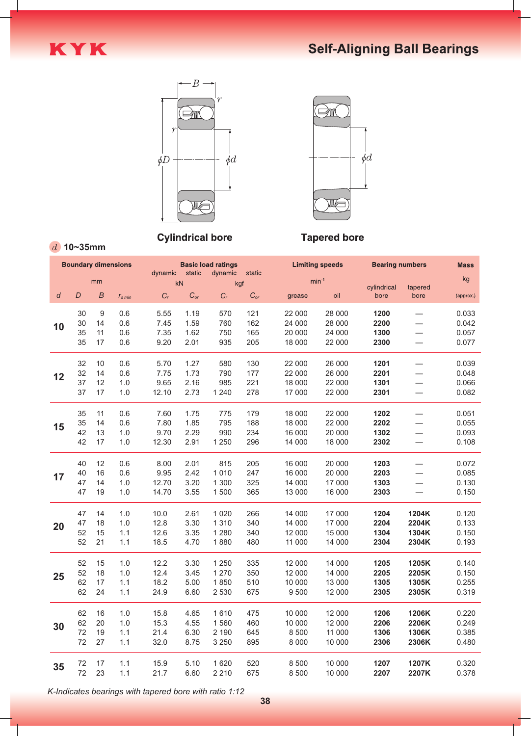# Self-Aligning Ball Bearings

Cylindrical bore

Tapered bore

$d$ 10~35mm

| Boundary dimensions | | | | Basic load ratings | | | | Limiting speeds | | Bearing numbers | | Mass |
|---|---|---|---|---|---|---|---|---|---|---|---|---|
| mm | | | | dynamic (kN) | static (kN) | dynamic (kgf) | static (kgf) | min⁻¹ | | cylindrical bore | tapered bore | kg |
| $d$ | $D$ | $B$ | $r_{s\,min}$ | $C_r$ | $C_{or}$ | $C_r$ | $C_{or}$ | grease | oil | | | (approx.) |
| **10** | 30 | 9 | 0.6 | 5.55 | 1.19 | 570 | 121 | 22 000 | 28 000 | **1200** | — | 0.033 |
| | 30 | 14 | 0.6 | 7.45 | 1.59 | 760 | 162 | 24 000 | 28 000 | **2200** | — | 0.042 |
| | 35 | 11 | 0.6 | 7.35 | 1.62 | 750 | 165 | 20 000 | 24 000 | **1300** | — | 0.057 |
| | 35 | 17 | 0.6 | 9.20 | 2.01 | 935 | 205 | 18 000 | 22 000 | **2300** | — | 0.077 |
| **12** | 32 | 10 | 0.6 | 5.70 | 1.27 | 580 | 130 | 22 000 | 26 000 | **1201** | — | 0.039 |
| | 32 | 14 | 0.6 | 7.75 | 1.73 | 790 | 177 | 22 000 | 26 000 | **2201** | — | 0.048 |
| | 37 | 12 | 1.0 | 9.65 | 2.16 | 985 | 221 | 18 000 | 22 000 | **1301** | — | 0.066 |
| | 37 | 17 | 1.0 | 12.10 | 2.73 | 1 240 | 278 | 17 000 | 22 000 | **2301** | — | 0.082 |
| **15** | 35 | 11 | 0.6 | 7.60 | 1.75 | 775 | 179 | 18 000 | 22 000 | **1202** | — | 0.051 |
| | 35 | 14 | 0.6 | 7.80 | 1.85 | 795 | 188 | 18 000 | 22 000 | **2202** | — | 0.055 |
| | 42 | 13 | 1.0 | 9.70 | 2.29 | 990 | 234 | 16 000 | 20 000 | **1302** | — | 0.093 |
| | 42 | 17 | 1.0 | 12.30 | 2.91 | 1 250 | 296 | 14 000 | 18 000 | **2302** | — | 0.108 |
| **17** | 40 | 12 | 0.6 | 8.00 | 2.01 | 815 | 205 | 16 000 | 20 000 | **1203** | — | 0.072 |
| | 40 | 16 | 0.6 | 9.95 | 2.42 | 1 010 | 247 | 16 000 | 20 000 | **2203** | — | 0.085 |
| | 47 | 14 | 1.0 | 12.70 | 3.20 | 1 300 | 325 | 14 000 | 17 000 | **1303** | — | 0.130 |
| | 47 | 19 | 1.0 | 14.70 | 3.55 | 1 500 | 365 | 13 000 | 16 000 | **2303** | — | 0.150 |
| **20** | 47 | 14 | 1.0 | 10.0 | 2.61 | 1 020 | 266 | 14 000 | 17 000 | **1204** | **1204K** | 0.120 |
| | 47 | 18 | 1.0 | 12.8 | 3.30 | 1 310 | 340 | 14 000 | 17 000 | **2204** | **2204K** | 0.133 |
| | 52 | 15 | 1.1 | 12.6 | 3.35 | 1 280 | 340 | 12 000 | 15 000 | **1304** | **1304K** | 0.150 |
| | 52 | 21 | 1.1 | 18.5 | 4.70 | 1 880 | 480 | 11 000 | 14 000 | **2304** | **2304K** | 0.193 |
| **25** | 52 | 15 | 1.0 | 12.2 | 3.30 | 1 250 | 335 | 12 000 | 14 000 | **1205** | **1205K** | 0.140 |
| | 52 | 18 | 1.0 | 12.4 | 3.45 | 1 270 | 350 | 12 000 | 14 000 | **2205** | **2205K** | 0.150 |
| | 62 | 17 | 1.1 | 18.2 | 5.00 | 1 850 | 510 | 10 000 | 13 000 | **1305** | **1305K** | 0.255 |
| | 62 | 24 | 1.1 | 24.9 | 6.60 | 2 530 | 675 | 9 500 | 12 000 | **2305** | **2305K** | 0.319 |
| **30** | 62 | 16 | 1.0 | 15.8 | 4.65 | 1 610 | 475 | 10 000 | 12 000 | **1206** | **1206K** | 0.220 |
| | 62 | 20 | 1.0 | 15.3 | 4.55 | 1 560 | 460 | 10 000 | 12 000 | **2206** | **2206K** | 0.249 |
| | 72 | 19 | 1.1 | 21.4 | 6.30 | 2 190 | 645 | 8 500 | 11 000 | **1306** | **1306K** | 0.385 |
| | 72 | 27 | 1.1 | 32.0 | 8.75 | 3 250 | 895 | 8 000 | 10 000 | **2306** | **2306K** | 0.480 |
| **35** | 72 | 17 | 1.1 | 15.9 | 5.10 | 1 620 | 520 | 8 500 | 10 000 | **1207** | **1207K** | 0.320 |
| | 72 | 23 | 1.1 | 21.7 | 6.60 | 2 210 | 675 | 8 500 | 10 000 | **2207** | **2207K** | 0.378 |

*K-Indicates bearings with tapered bore with ratio 1:12*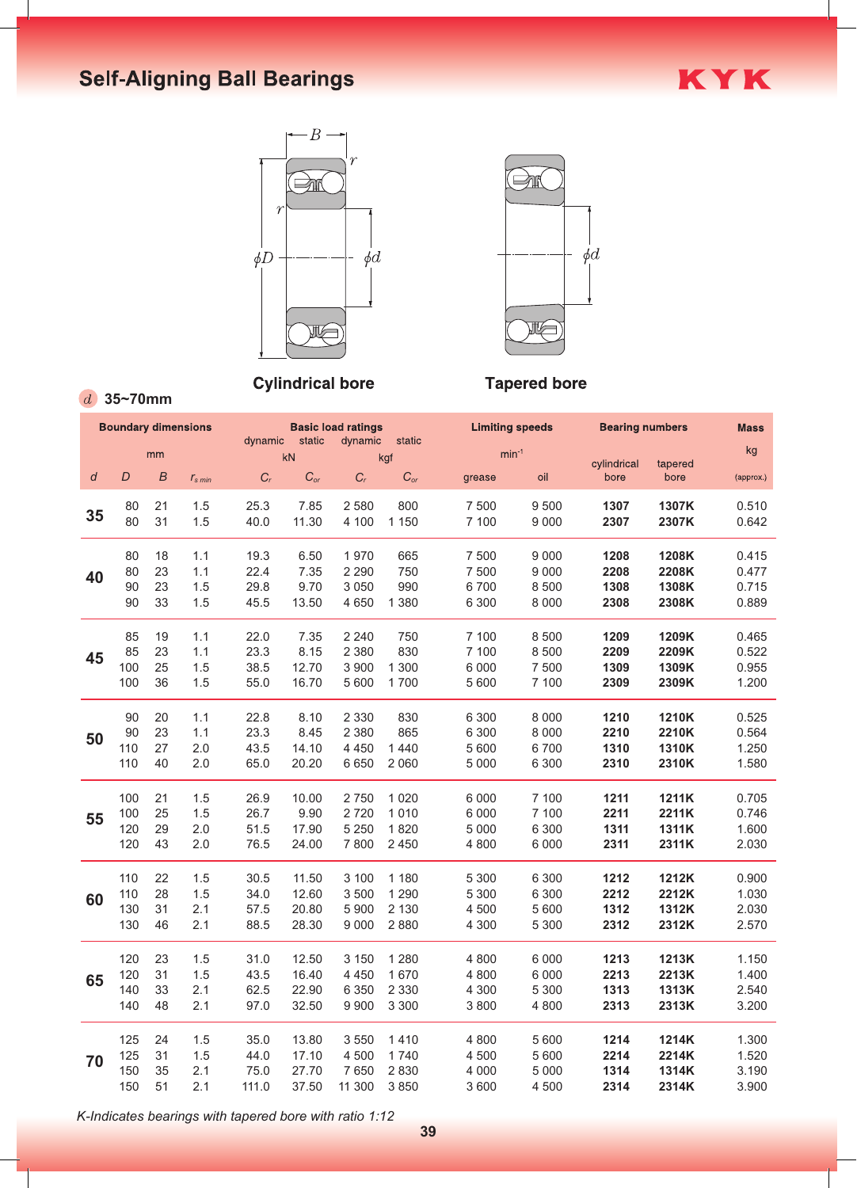# Self-Aligning Ball Bearings

KYK

Cylindrical bore

Tapered bore

*d* 35~70mm

| Boundary dimensions | | | | Basic load ratings | | | | Limiting speeds | | Bearing numbers | | Mass |
|---|---|---|---|---|---|---|---|---|---|---|---|---|
| mm | | | | dynamic kN | static kN | dynamic kgf | static kgf | $min^{-1}$ | | | | kg |
| d | D | B | $r_{s\ min}$ | $C_r$ | $C_{or}$ | $C_r$ | $C_{or}$ | grease | oil | cylindrical bore | tapered bore | (approx.) |
| 35 | 80 | 21 | 1.5 | 25.3 | 7.85 | 2 580 | 800 | 7 500 | 9 500 | **1307** | **1307K** | 0.510 |
| | 80 | 31 | 1.5 | 40.0 | 11.30 | 4 100 | 1 150 | 7 100 | 9 000 | **2307** | **2307K** | 0.642 |
| 40 | 80 | 18 | 1.1 | 19.3 | 6.50 | 1 970 | 665 | 7 500 | 9 000 | **1208** | **1208K** | 0.415 |
| | 80 | 23 | 1.1 | 22.4 | 7.35 | 2 290 | 750 | 7 500 | 9 000 | **2208** | **2208K** | 0.477 |
| | 90 | 23 | 1.5 | 29.8 | 9.70 | 3 050 | 990 | 6 700 | 8 500 | **1308** | **1308K** | 0.715 |
| | 90 | 33 | 1.5 | 45.5 | 13.50 | 4 650 | 1 380 | 6 300 | 8 000 | **2308** | **2308K** | 0.889 |
| 45 | 85 | 19 | 1.1 | 22.0 | 7.35 | 2 240 | 750 | 7 100 | 8 500 | **1209** | **1209K** | 0.465 |
| | 85 | 23 | 1.1 | 23.3 | 8.15 | 2 380 | 830 | 7 100 | 8 500 | **2209** | **2209K** | 0.522 |
| | 100 | 25 | 1.5 | 38.5 | 12.70 | 3 900 | 1 300 | 6 000 | 7 500 | **1309** | **1309K** | 0.955 |
| | 100 | 36 | 1.5 | 55.0 | 16.70 | 5 600 | 1 700 | 5 600 | 7 100 | **2309** | **2309K** | 1.200 |
| 50 | 90 | 20 | 1.1 | 22.8 | 8.10 | 2 330 | 830 | 6 300 | 8 000 | **1210** | **1210K** | 0.525 |
| | 90 | 23 | 1.1 | 23.3 | 8.45 | 2 380 | 865 | 6 300 | 8 000 | **2210** | **2210K** | 0.564 |
| | 110 | 27 | 2.0 | 43.5 | 14.10 | 4 450 | 1 440 | 5 600 | 6 700 | **1310** | **1310K** | 1.250 |
| | 110 | 40 | 2.0 | 65.0 | 20.20 | 6 650 | 2 060 | 5 000 | 6 300 | **2310** | **2310K** | 1.580 |
| 55 | 100 | 21 | 1.5 | 26.9 | 10.00 | 2 750 | 1 020 | 6 000 | 7 100 | **1211** | **1211K** | 0.705 |
| | 100 | 25 | 1.5 | 26.7 | 9.90 | 2 720 | 1 010 | 6 000 | 7 100 | **2211** | **2211K** | 0.746 |
| | 120 | 29 | 2.0 | 51.5 | 17.90 | 5 250 | 1 820 | 5 000 | 6 300 | **1311** | **1311K** | 1.600 |
| | 120 | 43 | 2.0 | 76.5 | 24.00 | 7 800 | 2 450 | 4 800 | 6 000 | **2311** | **2311K** | 2.030 |
| 60 | 110 | 22 | 1.5 | 30.5 | 11.50 | 3 100 | 1 180 | 5 300 | 6 300 | **1212** | **1212K** | 0.900 |
| | 110 | 28 | 1.5 | 34.0 | 12.60 | 3 500 | 1 290 | 5 300 | 6 300 | **2212** | **2212K** | 1.030 |
| | 130 | 31 | 2.1 | 57.5 | 20.80 | 5 900 | 2 130 | 4 500 | 5 600 | **1312** | **1312K** | 2.030 |
| | 130 | 46 | 2.1 | 88.5 | 28.30 | 9 000 | 2 880 | 4 300 | 5 300 | **2312** | **2312K** | 2.570 |
| 65 | 120 | 23 | 1.5 | 31.0 | 12.50 | 3 150 | 1 280 | 4 800 | 6 000 | **1213** | **1213K** | 1.150 |
| | 120 | 31 | 1.5 | 43.5 | 16.40 | 4 450 | 1 670 | 4 800 | 6 000 | **2213** | **2213K** | 1.400 |
| | 140 | 33 | 2.1 | 62.5 | 22.90 | 6 350 | 2 330 | 4 300 | 5 300 | **1313** | **1313K** | 2.540 |
| | 140 | 48 | 2.1 | 97.0 | 32.50 | 9 900 | 3 300 | 3 800 | 4 800 | **2313** | **2313K** | 3.200 |
| 70 | 125 | 24 | 1.5 | 35.0 | 13.80 | 3 550 | 1 410 | 4 800 | 5 600 | **1214** | **1214K** | 1.300 |
| | 125 | 31 | 1.5 | 44.0 | 17.10 | 4 500 | 1 740 | 4 500 | 5 600 | **2214** | **2214K** | 1.520 |
| | 150 | 35 | 2.1 | 75.0 | 27.70 | 7 650 | 2 830 | 4 000 | 5 000 | **1314** | **1314K** | 3.190 |
| | 150 | 51 | 2.1 | 111.0 | 37.50 | 11 300 | 3 850 | 3 600 | 4 500 | **2314** | **2314K** | 3.900 |

*K-Indicates bearings with tapered bore with ratio 1:12*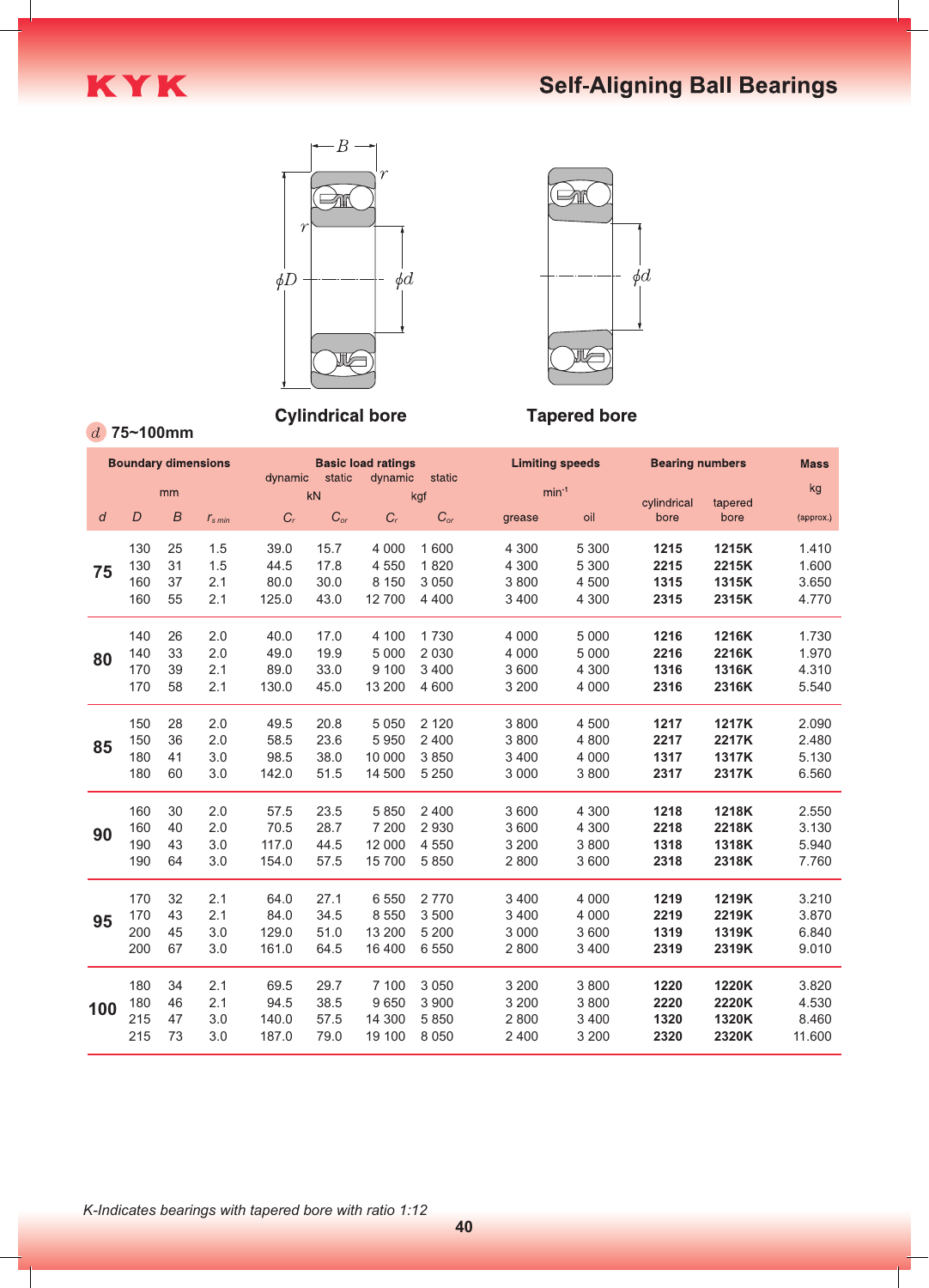# Self-Aligning Ball Bearings

Cylindrical bore

Tapered bore

$d$ 75~100mm

| Boundary dimensions | | | | Basic load ratings | | | | Limiting speeds | | Bearing numbers | | Mass |
|---|---|---|---|---|---|---|---|---|---|---|---|---|
| mm | | | | dynamic (kN) | static (kN) | dynamic (kgf) | static (kgf) | min⁻¹ | | | | kg |
| $d$ | $D$ | $B$ | $r_{s\,min}$ | $C_r$ | $C_{or}$ | $C_r$ | $C_{or}$ | grease | oil | cylindrical bore | tapered bore | (approx.) |
| 75 | 130 | 25 | 1.5 | 39.0 | 15.7 | 4 000 | 1 600 | 4 300 | 5 300 | **1215** | **1215K** | 1.410 |
| | 130 | 31 | 1.5 | 44.5 | 17.8 | 4 550 | 1 820 | 4 300 | 5 300 | **2215** | **2215K** | 1.600 |
| | 160 | 37 | 2.1 | 80.0 | 30.0 | 8 150 | 3 050 | 3 800 | 4 500 | **1315** | **1315K** | 3.650 |
| | 160 | 55 | 2.1 | 125.0 | 43.0 | 12 700 | 4 400 | 3 400 | 4 300 | **2315** | **2315K** | 4.770 |
| 80 | 140 | 26 | 2.0 | 40.0 | 17.0 | 4 100 | 1 730 | 4 000 | 5 000 | **1216** | **1216K** | 1.730 |
| | 140 | 33 | 2.0 | 49.0 | 19.9 | 5 000 | 2 030 | 4 000 | 5 000 | **2216** | **2216K** | 1.970 |
| | 170 | 39 | 2.1 | 89.0 | 33.0 | 9 100 | 3 400 | 3 600 | 4 300 | **1316** | **1316K** | 4.310 |
| | 170 | 58 | 2.1 | 130.0 | 45.0 | 13 200 | 4 600 | 3 200 | 4 000 | **2316** | **2316K** | 5.540 |
| 85 | 150 | 28 | 2.0 | 49.5 | 20.8 | 5 050 | 2 120 | 3 800 | 4 500 | **1217** | **1217K** | 2.090 |
| | 150 | 36 | 2.0 | 58.5 | 23.6 | 5 950 | 2 400 | 3 800 | 4 800 | **2217** | **2217K** | 2.480 |
| | 180 | 41 | 3.0 | 98.5 | 38.0 | 10 000 | 3 850 | 3 400 | 4 000 | **1317** | **1317K** | 5.130 |
| | 180 | 60 | 3.0 | 142.0 | 51.5 | 14 500 | 5 250 | 3 000 | 3 800 | **2317** | **2317K** | 6.560 |
| 90 | 160 | 30 | 2.0 | 57.5 | 23.5 | 5 850 | 2 400 | 3 600 | 4 300 | **1218** | **1218K** | 2.550 |
| | 160 | 40 | 2.0 | 70.5 | 28.7 | 7 200 | 2 930 | 3 600 | 4 300 | **2218** | **2218K** | 3.130 |
| | 190 | 43 | 3.0 | 117.0 | 44.5 | 12 000 | 4 550 | 3 200 | 3 800 | **1318** | **1318K** | 5.940 |
| | 190 | 64 | 3.0 | 154.0 | 57.5 | 15 700 | 5 850 | 2 800 | 3 600 | **2318** | **2318K** | 7.760 |
| 95 | 170 | 32 | 2.1 | 64.0 | 27.1 | 6 550 | 2 770 | 3 400 | 4 000 | **1219** | **1219K** | 3.210 |
| | 170 | 43 | 2.1 | 84.0 | 34.5 | 8 550 | 3 500 | 3 400 | 4 000 | **2219** | **2219K** | 3.870 |
| | 200 | 45 | 3.0 | 129.0 | 51.0 | 13 200 | 5 200 | 3 000 | 3 600 | **1319** | **1319K** | 6.840 |
| | 200 | 67 | 3.0 | 161.0 | 64.5 | 16 400 | 6 550 | 2 800 | 3 400 | **2319** | **2319K** | 9.010 |
| 100 | 180 | 34 | 2.1 | 69.5 | 29.7 | 7 100 | 3 050 | 3 200 | 3 800 | **1220** | **1220K** | 3.820 |
| | 180 | 46 | 2.1 | 94.5 | 38.5 | 9 650 | 3 900 | 3 200 | 3 800 | **2220** | **2220K** | 4.530 |
| | 215 | 47 | 3.0 | 140.0 | 57.5 | 14 300 | 5 850 | 2 800 | 3 400 | **1320** | **1320K** | 8.460 |
| | 215 | 73 | 3.0 | 187.0 | 79.0 | 19 100 | 8 050 | 2 400 | 3 200 | **2320** | **2320K** | 11.600 |

*K-Indicates bearings with tapered bore with ratio 1:12*